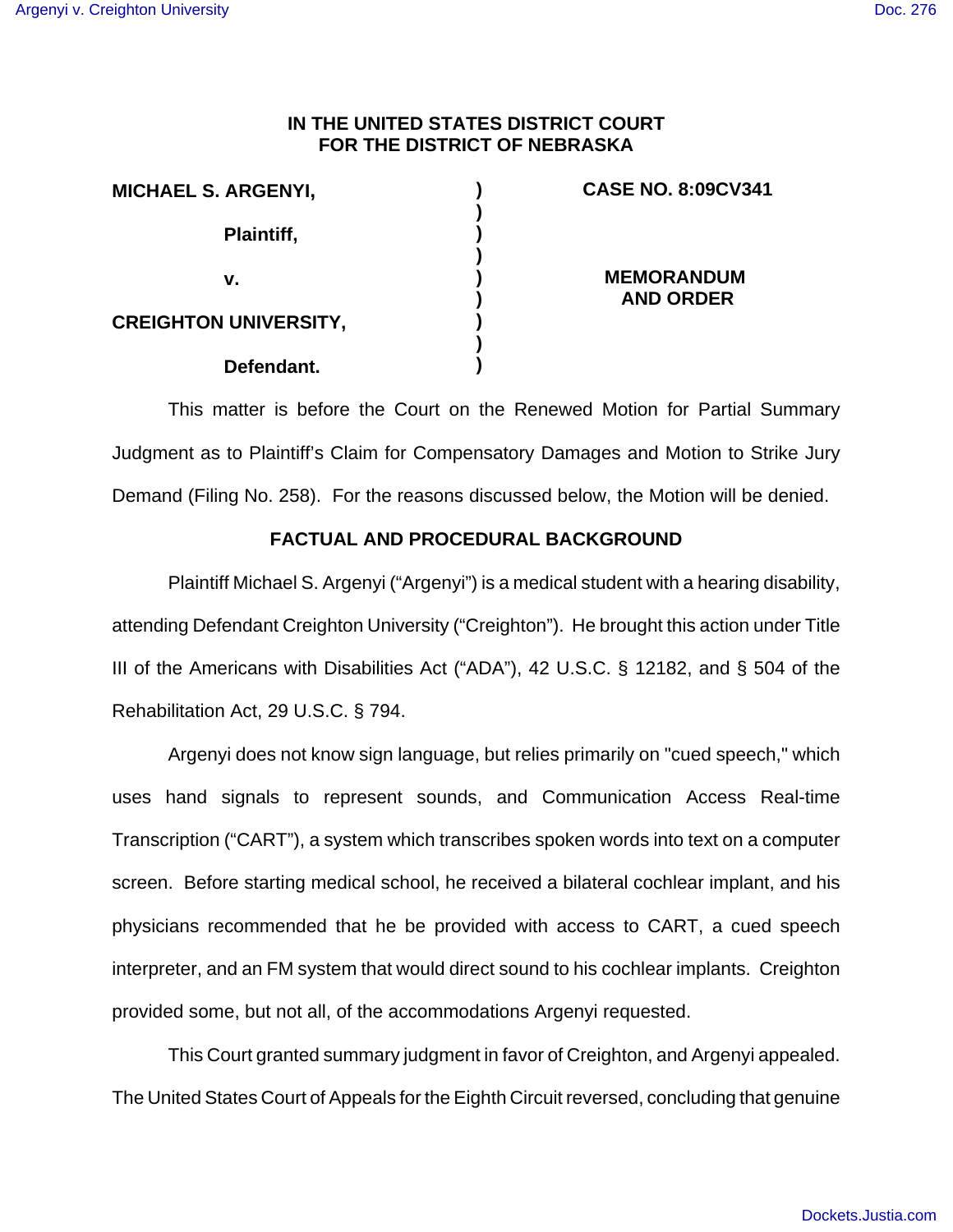**IN THE UNITED STATES DISTRICT COURT**
**FOR THE DISTRICT OF NEBRASKA**

| | | |
|---|---|---|
| **MICHAEL S. ARGENYI,** | **)** | **CASE NO. 8:09CV341** |
| **Plaintiff,** | **)** | |
| **v.** | **)** | **MEMORANDUM AND ORDER** |
| **CREIGHTON UNIVERSITY,** | **)** | |
| **Defendant.** | **)** | |

This matter is before the Court on the Renewed Motion for Partial Summary Judgment as to Plaintiff's Claim for Compensatory Damages and Motion to Strike Jury Demand (Filing No. 258). For the reasons discussed below, the Motion will be denied.

## FACTUAL AND PROCEDURAL BACKGROUND

Plaintiff Michael S. Argenyi ("Argenyi") is a medical student with a hearing disability, attending Defendant Creighton University ("Creighton"). He brought this action under Title III of the Americans with Disabilities Act ("ADA"), 42 U.S.C. § 12182, and § 504 of the Rehabilitation Act, 29 U.S.C. § 794.

Argenyi does not know sign language, but relies primarily on "cued speech," which uses hand signals to represent sounds, and Communication Access Real-time Transcription ("CART"), a system which transcribes spoken words into text on a computer screen. Before starting medical school, he received a bilateral cochlear implant, and his physicians recommended that he be provided with access to CART, a cued speech interpreter, and an FM system that would direct sound to his cochlear implants. Creighton provided some, but not all, of the accommodations Argenyi requested.

This Court granted summary judgment in favor of Creighton, and Argenyi appealed. The United States Court of Appeals for the Eighth Circuit reversed, concluding that genuine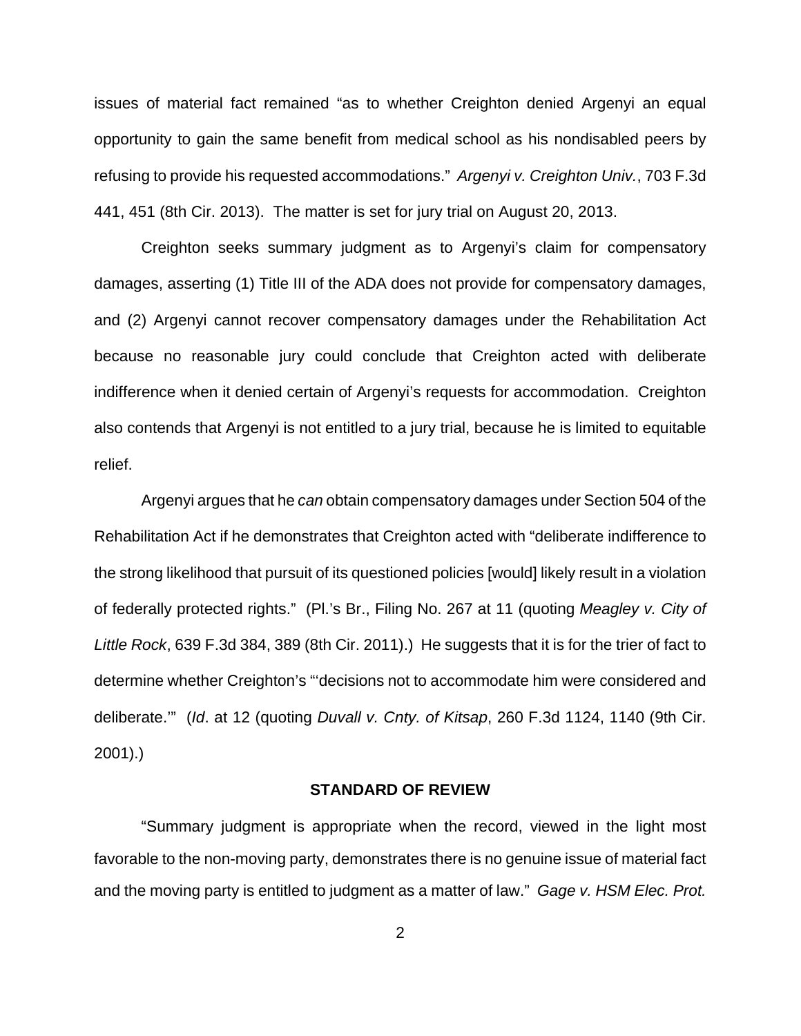issues of material fact remained "as to whether Creighton denied Argenyi an equal opportunity to gain the same benefit from medical school as his nondisabled peers by refusing to provide his requested accommodations." *Argenyi v. Creighton Univ.*, 703 F.3d 441, 451 (8th Cir. 2013). The matter is set for jury trial on August 20, 2013.

Creighton seeks summary judgment as to Argenyi's claim for compensatory damages, asserting (1) Title III of the ADA does not provide for compensatory damages, and (2) Argenyi cannot recover compensatory damages under the Rehabilitation Act because no reasonable jury could conclude that Creighton acted with deliberate indifference when it denied certain of Argenyi's requests for accommodation. Creighton also contends that Argenyi is not entitled to a jury trial, because he is limited to equitable relief.

Argenyi argues that he *can* obtain compensatory damages under Section 504 of the Rehabilitation Act if he demonstrates that Creighton acted with "deliberate indifference to the strong likelihood that pursuit of its questioned policies [would] likely result in a violation of federally protected rights." (Pl.'s Br., Filing No. 267 at 11 (quoting *Meagley v. City of Little Rock*, 639 F.3d 384, 389 (8th Cir. 2011).) He suggests that it is for the trier of fact to determine whether Creighton's "'decisions not to accommodate him were considered and deliberate.'" (*Id*. at 12 (quoting *Duvall v. Cnty. of Kitsap*, 260 F.3d 1124, 1140 (9th Cir. 2001).)

## STANDARD OF REVIEW

"Summary judgment is appropriate when the record, viewed in the light most favorable to the non-moving party, demonstrates there is no genuine issue of material fact and the moving party is entitled to judgment as a matter of law." *Gage v. HSM Elec. Prot.*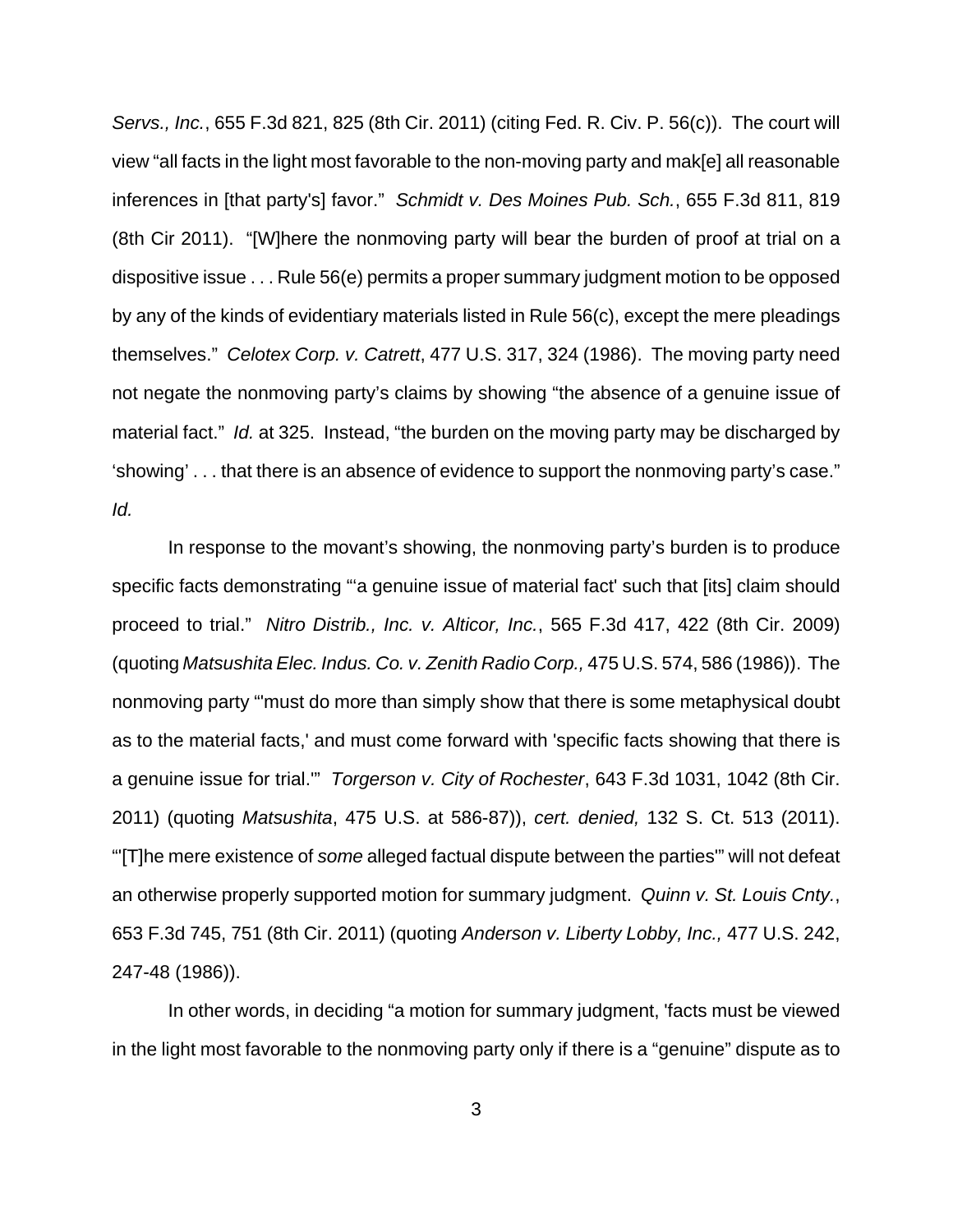*Servs., Inc.*, 655 F.3d 821, 825 (8th Cir. 2011) (citing Fed. R. Civ. P. 56(c)). The court will view "all facts in the light most favorable to the non-moving party and mak[e] all reasonable inferences in [that party's] favor." *Schmidt v. Des Moines Pub. Sch.*, 655 F.3d 811, 819 (8th Cir 2011). "[W]here the nonmoving party will bear the burden of proof at trial on a dispositive issue . . . Rule 56(e) permits a proper summary judgment motion to be opposed by any of the kinds of evidentiary materials listed in Rule 56(c), except the mere pleadings themselves." *Celotex Corp. v. Catrett*, 477 U.S. 317, 324 (1986). The moving party need not negate the nonmoving party's claims by showing "the absence of a genuine issue of material fact." *Id.* at 325. Instead, "the burden on the moving party may be discharged by 'showing' . . . that there is an absence of evidence to support the nonmoving party's case." *Id.*

In response to the movant's showing, the nonmoving party's burden is to produce specific facts demonstrating "'a genuine issue of material fact' such that [its] claim should proceed to trial." *Nitro Distrib., Inc. v. Alticor, Inc.*, 565 F.3d 417, 422 (8th Cir. 2009) (quoting *Matsushita Elec. Indus. Co. v. Zenith Radio Corp.,* 475 U.S. 574, 586 (1986)). The nonmoving party "'must do more than simply show that there is some metaphysical doubt as to the material facts,' and must come forward with 'specific facts showing that there is a genuine issue for trial.'" *Torgerson v. City of Rochester*, 643 F.3d 1031, 1042 (8th Cir. 2011) (quoting *Matsushita*, 475 U.S. at 586-87)), *cert. denied,* 132 S. Ct. 513 (2011). "'[T]he mere existence of *some* alleged factual dispute between the parties'" will not defeat an otherwise properly supported motion for summary judgment. *Quinn v. St. Louis Cnty.*, 653 F.3d 745, 751 (8th Cir. 2011) (quoting *Anderson v. Liberty Lobby, Inc.,* 477 U.S. 242, 247-48 (1986)).

In other words, in deciding "a motion for summary judgment, 'facts must be viewed in the light most favorable to the nonmoving party only if there is a "genuine" dispute as to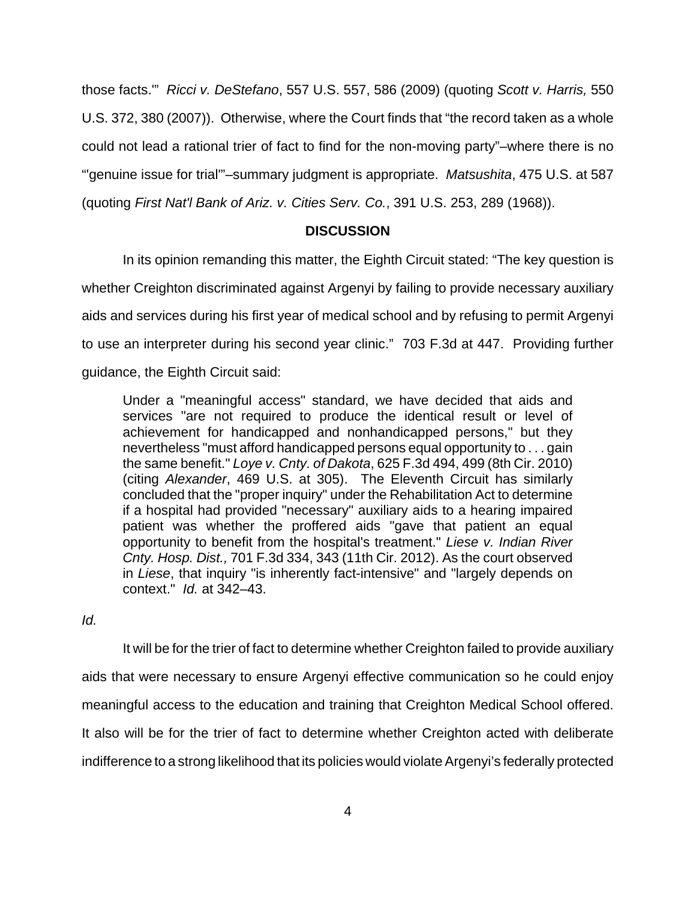those facts.'" *Ricci v. DeStefano*, 557 U.S. 557, 586 (2009) (quoting *Scott v. Harris,* 550 U.S. 372, 380 (2007)). Otherwise, where the Court finds that "the record taken as a whole could not lead a rational trier of fact to find for the non-moving party"–where there is no "'genuine issue for trial'"–summary judgment is appropriate. *Matsushita*, 475 U.S. at 587 (quoting *First Nat'l Bank of Ariz. v. Cities Serv. Co.*, 391 U.S. 253, 289 (1968)).

## DISCUSSION

In its opinion remanding this matter, the Eighth Circuit stated: "The key question is whether Creighton discriminated against Argenyi by failing to provide necessary auxiliary aids and services during his first year of medical school and by refusing to permit Argenyi to use an interpreter during his second year clinic." 703 F.3d at 447. Providing further guidance, the Eighth Circuit said:

> Under a "meaningful access" standard, we have decided that aids and services "are not required to produce the identical result or level of achievement for handicapped and nonhandicapped persons," but they nevertheless "must afford handicapped persons equal opportunity to . . . gain the same benefit." *Loye v. Cnty. of Dakota*, 625 F.3d 494, 499 (8th Cir. 2010) (citing *Alexander*, 469 U.S. at 305). The Eleventh Circuit has similarly concluded that the "proper inquiry" under the Rehabilitation Act to determine if a hospital had provided "necessary" auxiliary aids to a hearing impaired patient was whether the proffered aids "gave that patient an equal opportunity to benefit from the hospital's treatment." *Liese v. Indian River Cnty. Hosp. Dist.,* 701 F.3d 334, 343 (11th Cir. 2012). As the court observed in *Liese*, that inquiry "is inherently fact-intensive" and "largely depends on context." *Id.* at 342–43.

*Id.*

It will be for the trier of fact to determine whether Creighton failed to provide auxiliary aids that were necessary to ensure Argenyi effective communication so he could enjoy meaningful access to the education and training that Creighton Medical School offered. It also will be for the trier of fact to determine whether Creighton acted with deliberate indifference to a strong likelihood that its policies would violate Argenyi's federally protected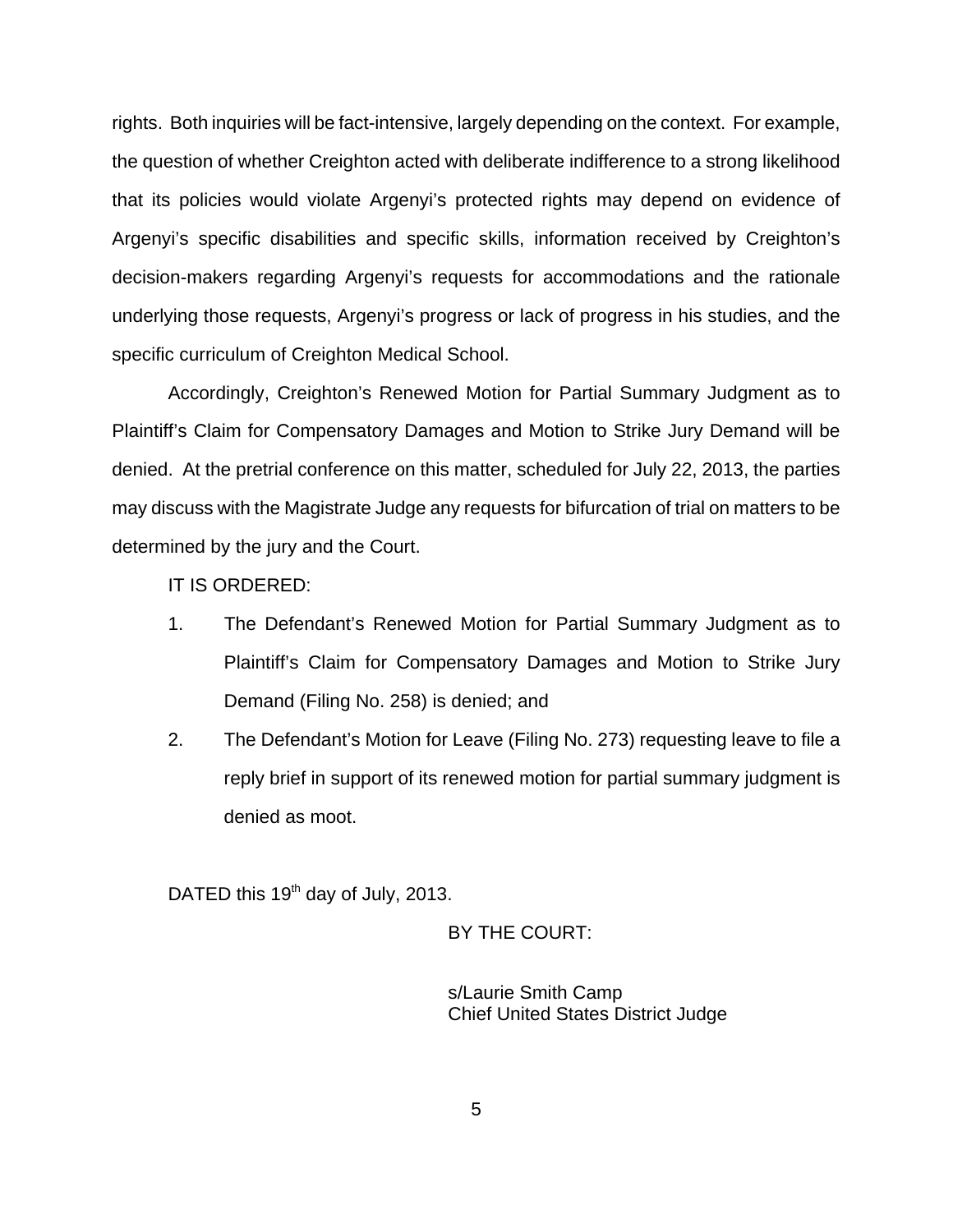rights. Both inquiries will be fact-intensive, largely depending on the context. For example, the question of whether Creighton acted with deliberate indifference to a strong likelihood that its policies would violate Argenyi's protected rights may depend on evidence of Argenyi's specific disabilities and specific skills, information received by Creighton's decision-makers regarding Argenyi's requests for accommodations and the rationale underlying those requests, Argenyi's progress or lack of progress in his studies, and the specific curriculum of Creighton Medical School.

Accordingly, Creighton's Renewed Motion for Partial Summary Judgment as to Plaintiff's Claim for Compensatory Damages and Motion to Strike Jury Demand will be denied. At the pretrial conference on this matter, scheduled for July 22, 2013, the parties may discuss with the Magistrate Judge any requests for bifurcation of trial on matters to be determined by the jury and the Court.

IT IS ORDERED:

1. The Defendant's Renewed Motion for Partial Summary Judgment as to Plaintiff's Claim for Compensatory Damages and Motion to Strike Jury Demand (Filing No. 258) is denied; and
2. The Defendant's Motion for Leave (Filing No. 273) requesting leave to file a reply brief in support of its renewed motion for partial summary judgment is denied as moot.

DATED this 19th day of July, 2013.

BY THE COURT:

s/Laurie Smith Camp
Chief United States District Judge